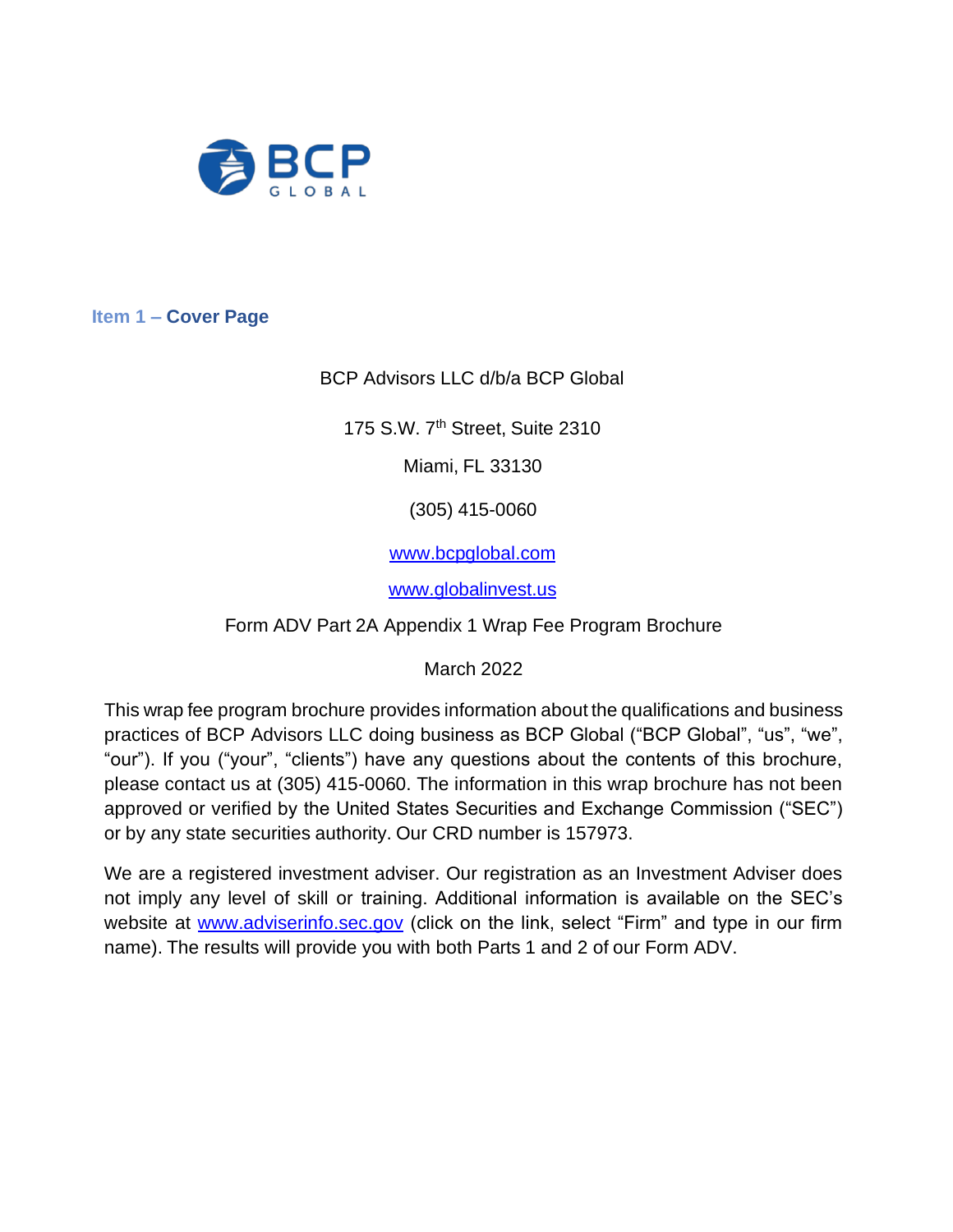BCP GLOBAL

## Item 1 – Cover Page

BCP Advisors LLC d/b/a BCP Global

175 S.W. 7th Street, Suite 2310

Miami, FL 33130

(305) 415-0060

www.bcpglobal.com

www.globalinvest.us

Form ADV Part 2A Appendix 1 Wrap Fee Program Brochure

March 2022

This wrap fee program brochure provides information about the qualifications and business practices of BCP Advisors LLC doing business as BCP Global ("BCP Global", "us", "we", "our"). If you ("your", "clients") have any questions about the contents of this brochure, please contact us at (305) 415-0060. The information in this wrap brochure has not been approved or verified by the United States Securities and Exchange Commission ("SEC") or by any state securities authority. Our CRD number is 157973.

We are a registered investment adviser. Our registration as an Investment Adviser does not imply any level of skill or training. Additional information is available on the SEC's website at www.adviserinfo.sec.gov (click on the link, select "Firm" and type in our firm name). The results will provide you with both Parts 1 and 2 of our Form ADV.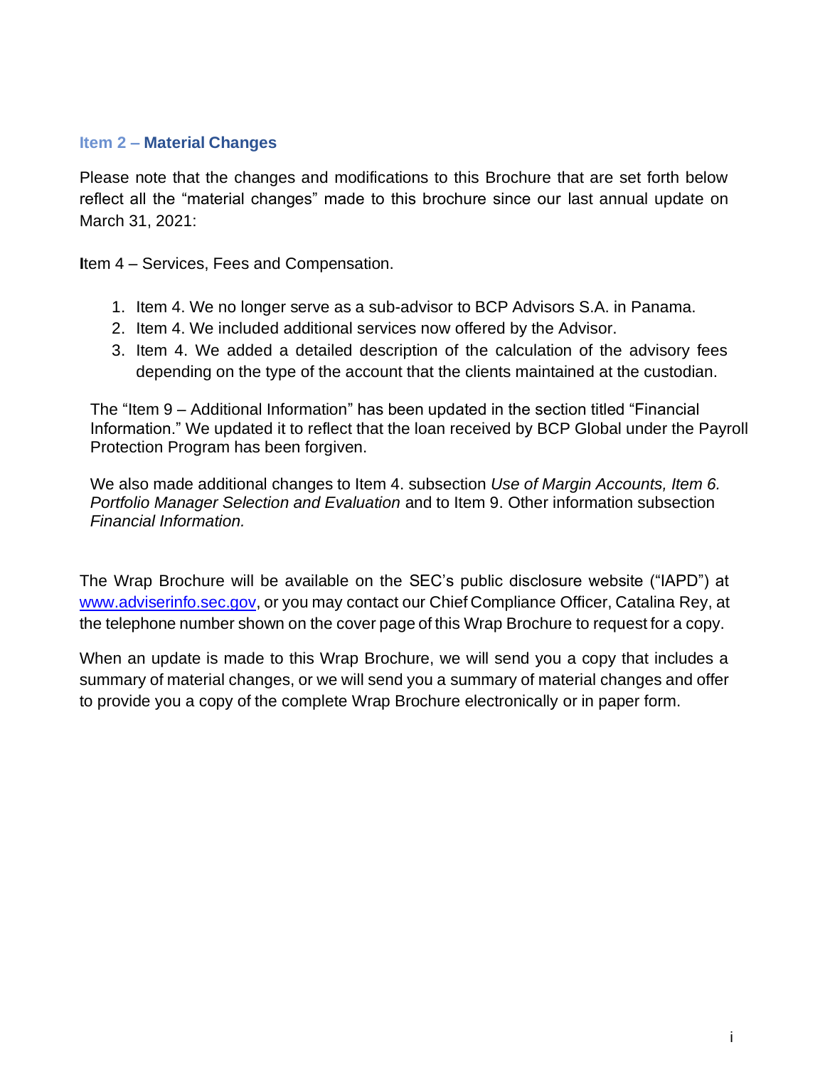## Item 2 – Material Changes

Please note that the changes and modifications to this Brochure that are set forth below reflect all the "material changes" made to this brochure since our last annual update on March 31, 2021:

Item 4 – Services, Fees and Compensation.

1. Item 4. We no longer serve as a sub-advisor to BCP Advisors S.A. in Panama.
2. Item 4. We included additional services now offered by the Advisor.
3. Item 4. We added a detailed description of the calculation of the advisory fees depending on the type of the account that the clients maintained at the custodian.

The "Item 9 – Additional Information" has been updated in the section titled "Financial Information." We updated it to reflect that the loan received by BCP Global under the Payroll Protection Program has been forgiven.

We also made additional changes to Item 4. subsection *Use of Margin Accounts, Item 6. Portfolio Manager Selection and Evaluation* and to Item 9. Other information subsection *Financial Information.*

The Wrap Brochure will be available on the SEC's public disclosure website ("IAPD") at www.adviserinfo.sec.gov, or you may contact our Chief Compliance Officer, Catalina Rey, at the telephone number shown on the cover page of this Wrap Brochure to request for a copy.

When an update is made to this Wrap Brochure, we will send you a copy that includes a summary of material changes, or we will send you a summary of material changes and offer to provide you a copy of the complete Wrap Brochure electronically or in paper form.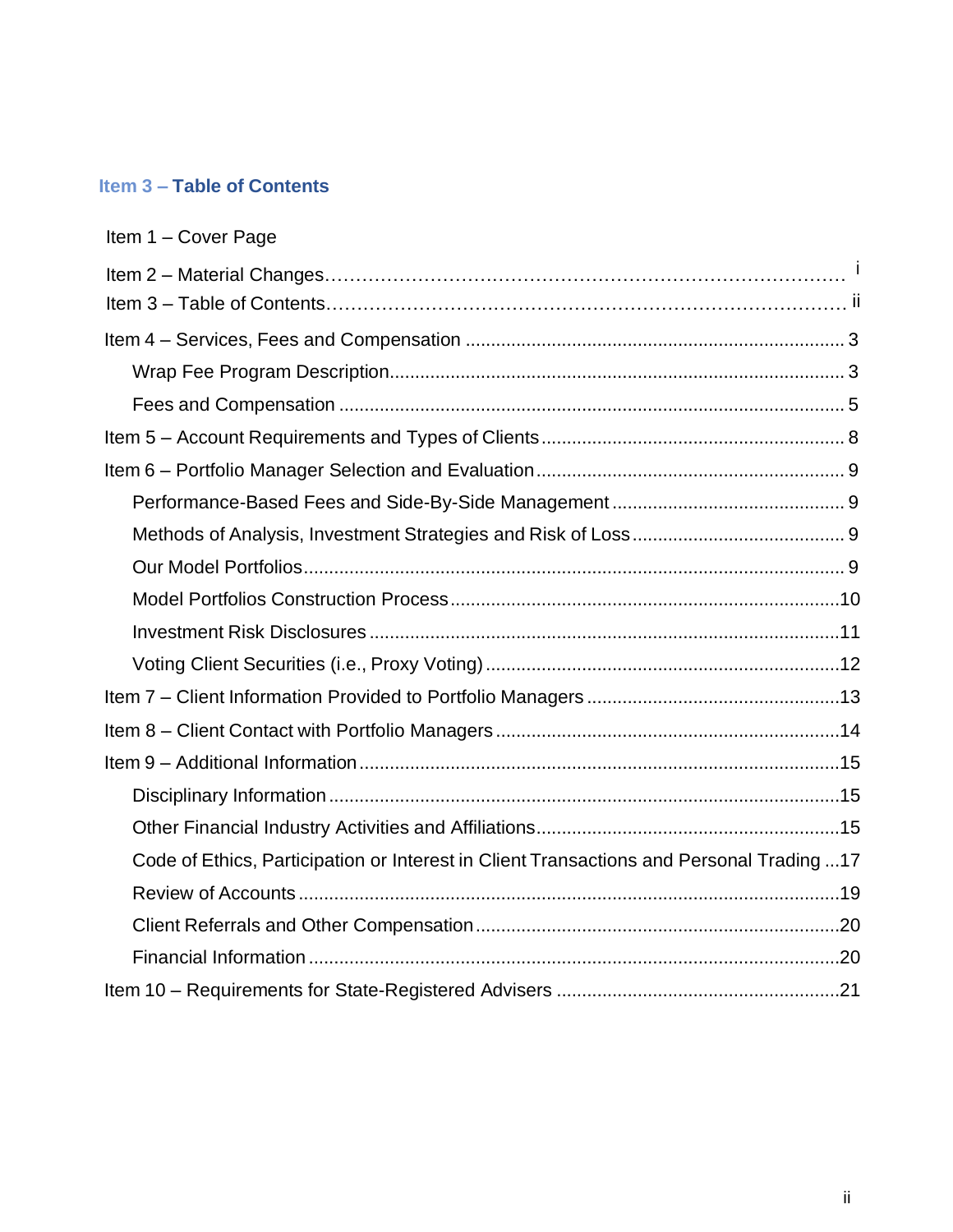## Item 3 – Table of Contents

Item 1 – Cover Page

Item 2 – Material Changes………………………………………………………………………… i

Item 3 – Table of Contents……………………………………………………………………… ii

Item 4 – Services, Fees and Compensation .......................................................................... 3

- Wrap Fee Program Description......................................................................................... 3
- Fees and Compensation ................................................................................................... 5

Item 5 – Account Requirements and Types of Clients ........................................................... 8

Item 6 – Portfolio Manager Selection and Evaluation ............................................................ 9

- Performance-Based Fees and Side-By-Side Management ............................................. 9
- Methods of Analysis, Investment Strategies and Risk of Loss .......................................... 9
- Our Model Portfolios.......................................................................................................... 9
- Model Portfolios Construction Process ............................................................................10
- Investment Risk Disclosures ............................................................................................11
- Voting Client Securities (i.e., Proxy Voting) .....................................................................12

Item 7 – Client Information Provided to Portfolio Managers .................................................13

Item 8 – Client Contact with Portfolio Managers ...................................................................14

Item 9 – Additional Information ..............................................................................................15

- Disciplinary Information ....................................................................................................15
- Other Financial Industry Activities and Affiliations ...........................................................15
- Code of Ethics, Participation or Interest in Client Transactions and Personal Trading ...17
- Review of Accounts ..........................................................................................................19
- Client Referrals and Other Compensation .......................................................................20
- Financial Information ........................................................................................................20

Item 10 – Requirements for State-Registered Advisers .......................................................21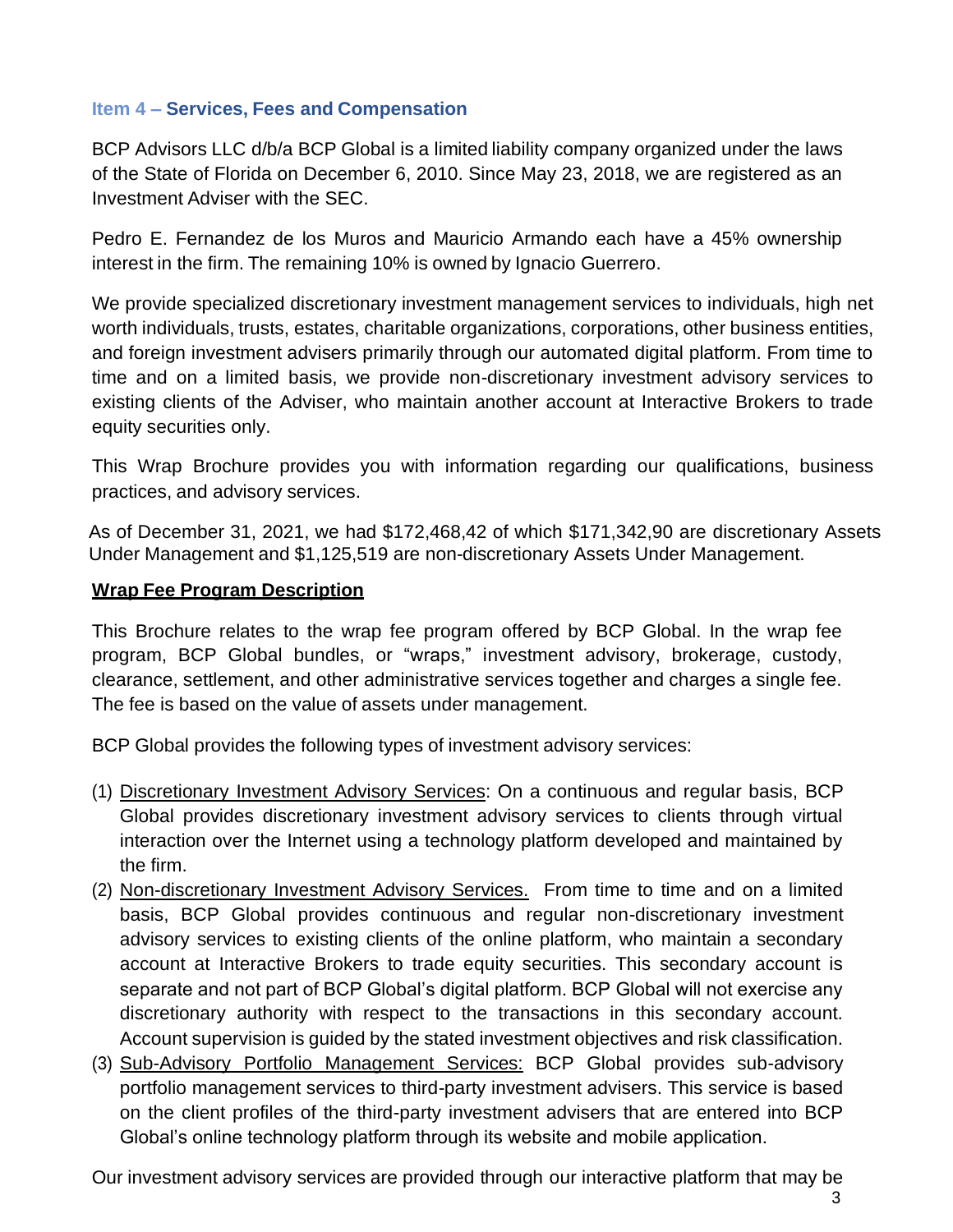## Item 4 – Services, Fees and Compensation

BCP Advisors LLC d/b/a BCP Global is a limited liability company organized under the laws of the State of Florida on December 6, 2010. Since May 23, 2018, we are registered as an Investment Adviser with the SEC.

Pedro E. Fernandez de los Muros and Mauricio Armando each have a 45% ownership interest in the firm. The remaining 10% is owned by Ignacio Guerrero.

We provide specialized discretionary investment management services to individuals, high net worth individuals, trusts, estates, charitable organizations, corporations, other business entities, and foreign investment advisers primarily through our automated digital platform. From time to time and on a limited basis, we provide non-discretionary investment advisory services to existing clients of the Adviser, who maintain another account at Interactive Brokers to trade equity securities only.

This Wrap Brochure provides you with information regarding our qualifications, business practices, and advisory services.

As of December 31, 2021, we had $172,468,42 of which $171,342,90 are discretionary Assets Under Management and $1,125,519 are non-discretionary Assets Under Management.

**Wrap Fee Program Description**

This Brochure relates to the wrap fee program offered by BCP Global. In the wrap fee program, BCP Global bundles, or "wraps," investment advisory, brokerage, custody, clearance, settlement, and other administrative services together and charges a single fee. The fee is based on the value of assets under management.

BCP Global provides the following types of investment advisory services:

(1) Discretionary Investment Advisory Services: On a continuous and regular basis, BCP Global provides discretionary investment advisory services to clients through virtual interaction over the Internet using a technology platform developed and maintained by the firm.

(2) Non-discretionary Investment Advisory Services. From time to time and on a limited basis, BCP Global provides continuous and regular non-discretionary investment advisory services to existing clients of the online platform, who maintain a secondary account at Interactive Brokers to trade equity securities. This secondary account is separate and not part of BCP Global's digital platform. BCP Global will not exercise any discretionary authority with respect to the transactions in this secondary account. Account supervision is guided by the stated investment objectives and risk classification.

(3) Sub-Advisory Portfolio Management Services: BCP Global provides sub-advisory portfolio management services to third-party investment advisers. This service is based on the client profiles of the third-party investment advisers that are entered into BCP Global's online technology platform through its website and mobile application.

Our investment advisory services are provided through our interactive platform that may be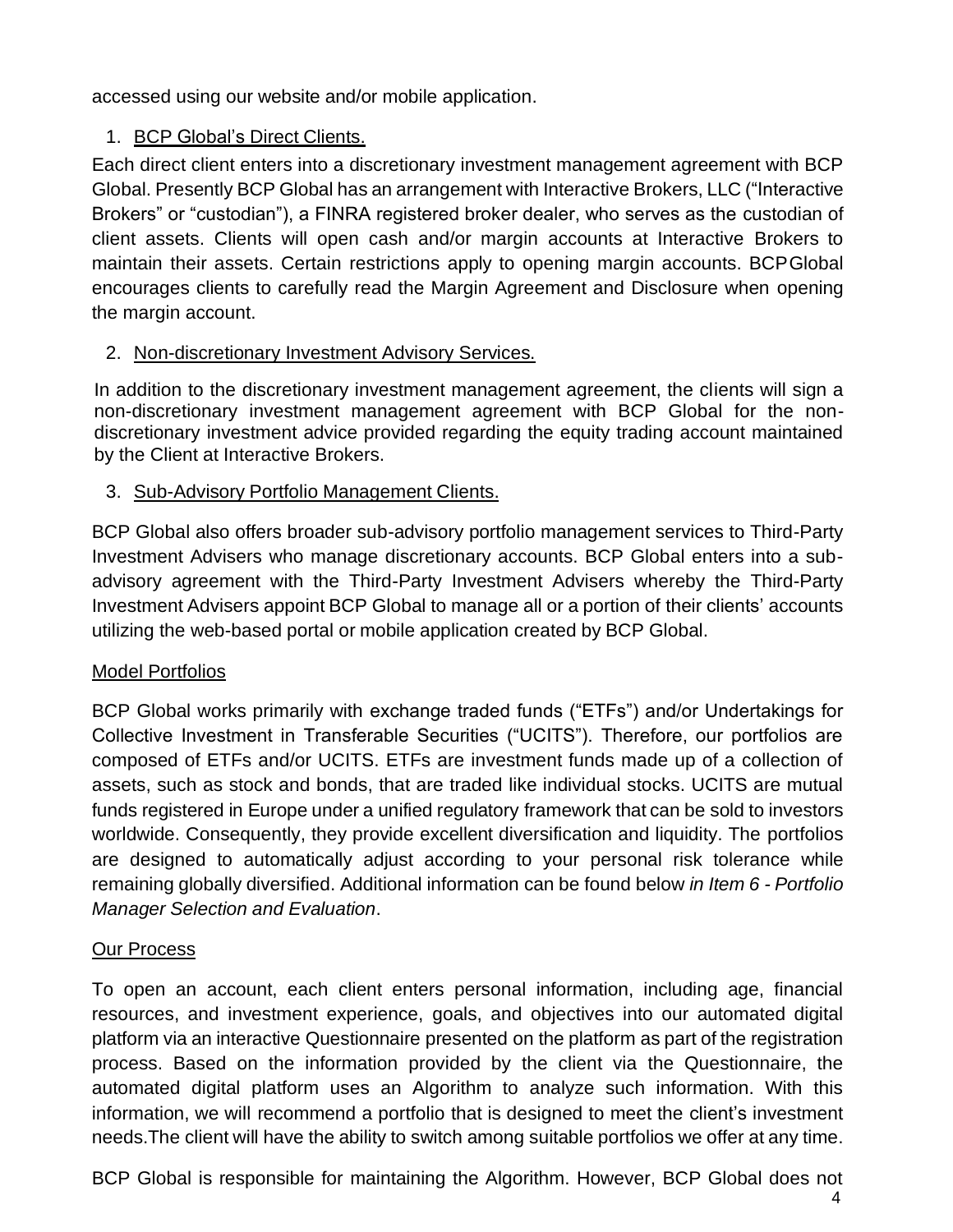accessed using our website and/or mobile application.

1. BCP Global's Direct Clients.

Each direct client enters into a discretionary investment management agreement with BCP Global. Presently BCP Global has an arrangement with Interactive Brokers, LLC ("Interactive Brokers" or "custodian"), a FINRA registered broker dealer, who serves as the custodian of client assets. Clients will open cash and/or margin accounts at Interactive Brokers to maintain their assets. Certain restrictions apply to opening margin accounts. BCP Global encourages clients to carefully read the Margin Agreement and Disclosure when opening the margin account.

2. Non-discretionary Investment Advisory Services.

In addition to the discretionary investment management agreement, the clients will sign a non-discretionary investment management agreement with BCP Global for the non-discretionary investment advice provided regarding the equity trading account maintained by the Client at Interactive Brokers.

3. Sub-Advisory Portfolio Management Clients.

BCP Global also offers broader sub-advisory portfolio management services to Third-Party Investment Advisers who manage discretionary accounts. BCP Global enters into a sub-advisory agreement with the Third-Party Investment Advisers whereby the Third-Party Investment Advisers appoint BCP Global to manage all or a portion of their clients' accounts utilizing the web-based portal or mobile application created by BCP Global.

Model Portfolios

BCP Global works primarily with exchange traded funds ("ETFs") and/or Undertakings for Collective Investment in Transferable Securities ("UCITS"). Therefore, our portfolios are composed of ETFs and/or UCITS. ETFs are investment funds made up of a collection of assets, such as stock and bonds, that are traded like individual stocks. UCITS are mutual funds registered in Europe under a unified regulatory framework that can be sold to investors worldwide. Consequently, they provide excellent diversification and liquidity. The portfolios are designed to automatically adjust according to your personal risk tolerance while remaining globally diversified. Additional information can be found below *in Item 6 - Portfolio Manager Selection and Evaluation*.

Our Process

To open an account, each client enters personal information, including age, financial resources, and investment experience, goals, and objectives into our automated digital platform via an interactive Questionnaire presented on the platform as part of the registration process. Based on the information provided by the client via the Questionnaire, the automated digital platform uses an Algorithm to analyze such information. With this information, we will recommend a portfolio that is designed to meet the client's investment needs.The client will have the ability to switch among suitable portfolios we offer at any time.

BCP Global is responsible for maintaining the Algorithm. However, BCP Global does not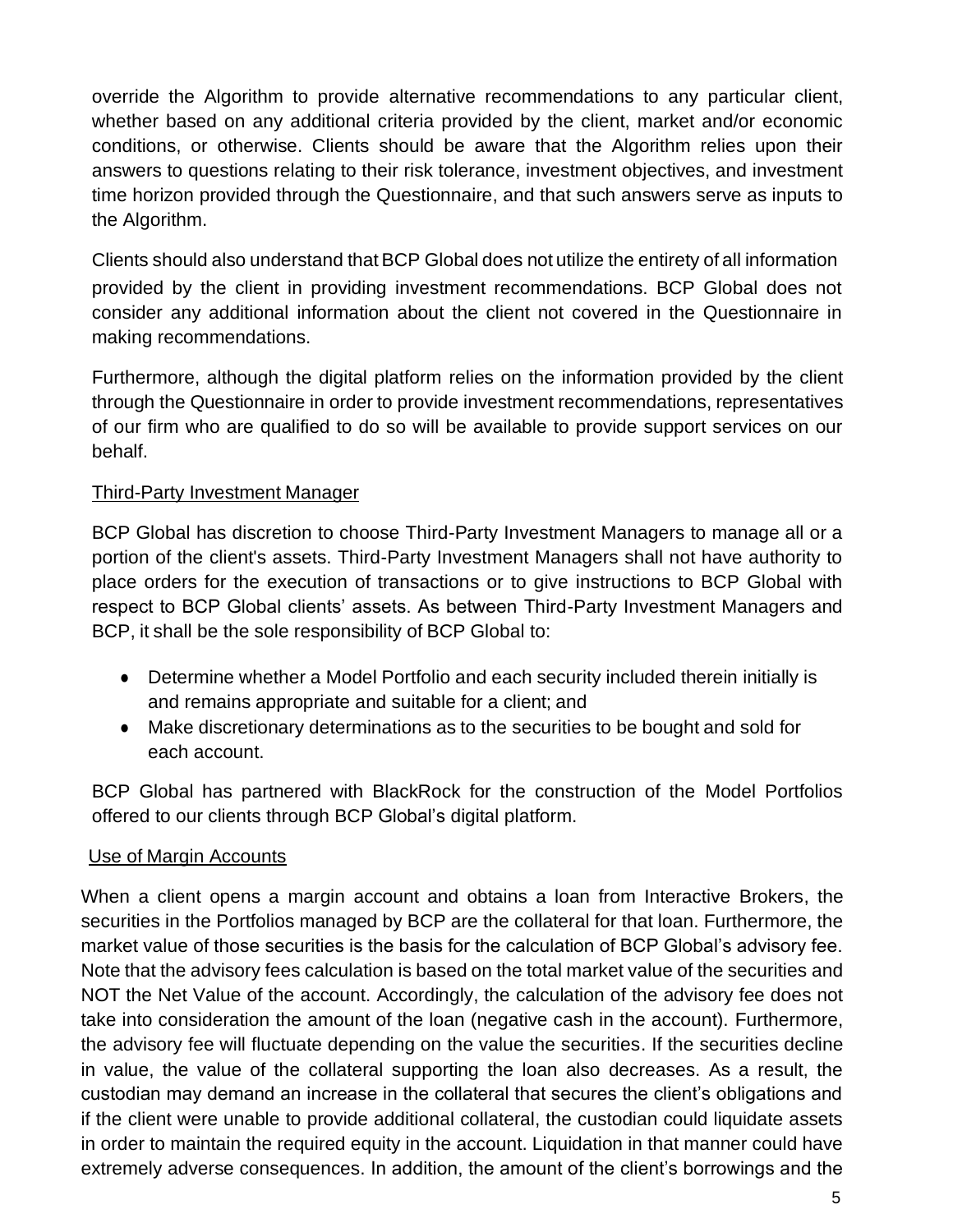override the Algorithm to provide alternative recommendations to any particular client, whether based on any additional criteria provided by the client, market and/or economic conditions, or otherwise. Clients should be aware that the Algorithm relies upon their answers to questions relating to their risk tolerance, investment objectives, and investment time horizon provided through the Questionnaire, and that such answers serve as inputs to the Algorithm.

Clients should also understand that BCP Global does not utilize the entirety of all information provided by the client in providing investment recommendations. BCP Global does not consider any additional information about the client not covered in the Questionnaire in making recommendations.

Furthermore, although the digital platform relies on the information provided by the client through the Questionnaire in order to provide investment recommendations, representatives of our firm who are qualified to do so will be available to provide support services on our behalf.

Third-Party Investment Manager

BCP Global has discretion to choose Third-Party Investment Managers to manage all or a portion of the client's assets. Third-Party Investment Managers shall not have authority to place orders for the execution of transactions or to give instructions to BCP Global with respect to BCP Global clients' assets. As between Third-Party Investment Managers and BCP, it shall be the sole responsibility of BCP Global to:

- Determine whether a Model Portfolio and each security included therein initially is and remains appropriate and suitable for a client; and
- Make discretionary determinations as to the securities to be bought and sold for each account.

BCP Global has partnered with BlackRock for the construction of the Model Portfolios offered to our clients through BCP Global's digital platform.

Use of Margin Accounts

When a client opens a margin account and obtains a loan from Interactive Brokers, the securities in the Portfolios managed by BCP are the collateral for that loan. Furthermore, the market value of those securities is the basis for the calculation of BCP Global's advisory fee. Note that the advisory fees calculation is based on the total market value of the securities and NOT the Net Value of the account. Accordingly, the calculation of the advisory fee does not take into consideration the amount of the loan (negative cash in the account). Furthermore, the advisory fee will fluctuate depending on the value the securities. If the securities decline in value, the value of the collateral supporting the loan also decreases. As a result, the custodian may demand an increase in the collateral that secures the client's obligations and if the client were unable to provide additional collateral, the custodian could liquidate assets in order to maintain the required equity in the account. Liquidation in that manner could have extremely adverse consequences. In addition, the amount of the client's borrowings and the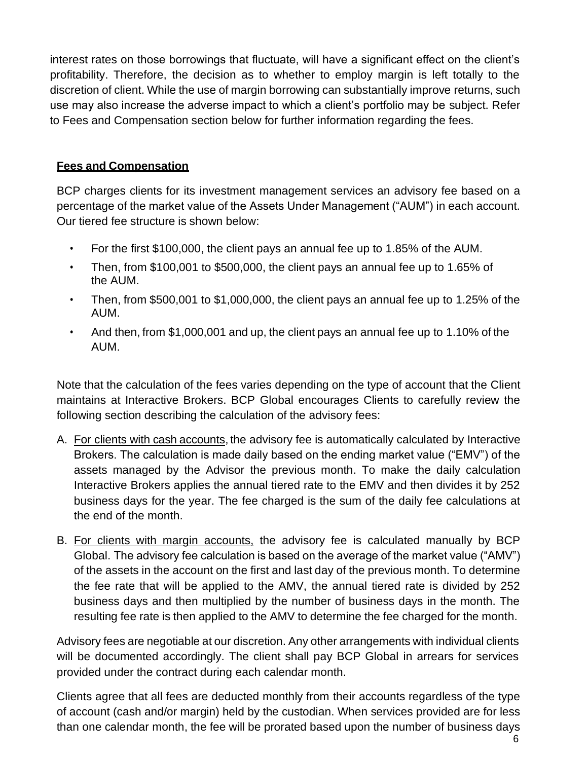interest rates on those borrowings that fluctuate, will have a significant effect on the client's profitability. Therefore, the decision as to whether to employ margin is left totally to the discretion of client. While the use of margin borrowing can substantially improve returns, such use may also increase the adverse impact to which a client's portfolio may be subject. Refer to Fees and Compensation section below for further information regarding the fees.

## Fees and Compensation

BCP charges clients for its investment management services an advisory fee based on a percentage of the market value of the Assets Under Management ("AUM") in each account. Our tiered fee structure is shown below:

- For the first $100,000, the client pays an annual fee up to 1.85% of the AUM.
- Then, from $100,001 to $500,000, the client pays an annual fee up to 1.65% of the AUM.
- Then, from $500,001 to $1,000,000, the client pays an annual fee up to 1.25% of the AUM.
- And then, from $1,000,001 and up, the client pays an annual fee up to 1.10% of the AUM.

Note that the calculation of the fees varies depending on the type of account that the Client maintains at Interactive Brokers. BCP Global encourages Clients to carefully review the following section describing the calculation of the advisory fees:

A. For clients with cash accounts, the advisory fee is automatically calculated by Interactive Brokers. The calculation is made daily based on the ending market value ("EMV") of the assets managed by the Advisor the previous month. To make the daily calculation Interactive Brokers applies the annual tiered rate to the EMV and then divides it by 252 business days for the year. The fee charged is the sum of the daily fee calculations at the end of the month.

B. For clients with margin accounts, the advisory fee is calculated manually by BCP Global. The advisory fee calculation is based on the average of the market value ("AMV") of the assets in the account on the first and last day of the previous month. To determine the fee rate that will be applied to the AMV, the annual tiered rate is divided by 252 business days and then multiplied by the number of business days in the month. The resulting fee rate is then applied to the AMV to determine the fee charged for the month.

Advisory fees are negotiable at our discretion. Any other arrangements with individual clients will be documented accordingly. The client shall pay BCP Global in arrears for services provided under the contract during each calendar month.

Clients agree that all fees are deducted monthly from their accounts regardless of the type of account (cash and/or margin) held by the custodian. When services provided are for less than one calendar month, the fee will be prorated based upon the number of business days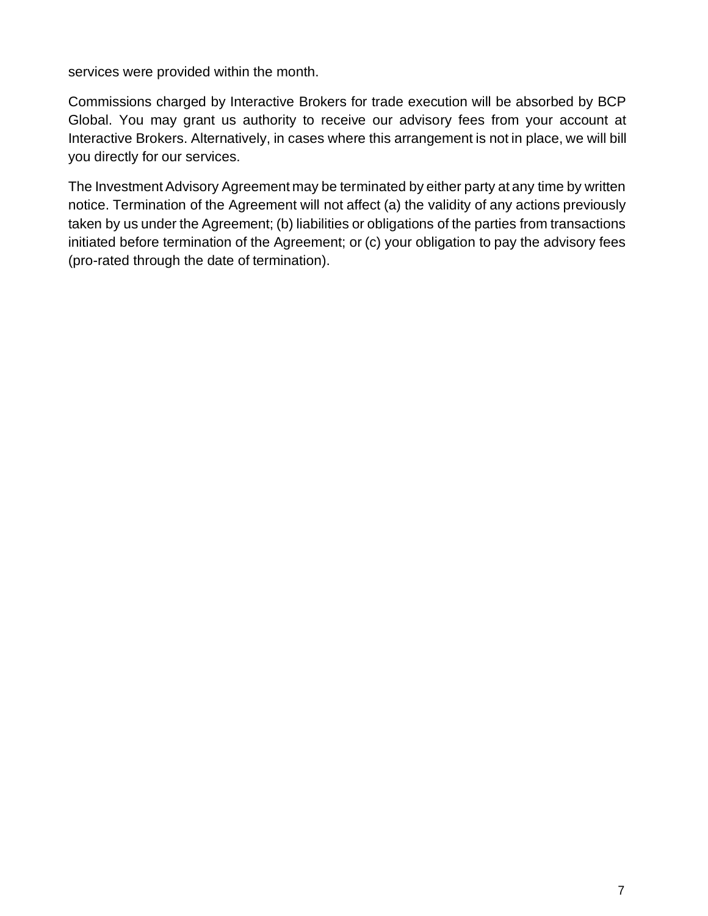services were provided within the month.

Commissions charged by Interactive Brokers for trade execution will be absorbed by BCP Global. You may grant us authority to receive our advisory fees from your account at Interactive Brokers. Alternatively, in cases where this arrangement is not in place, we will bill you directly for our services.

The Investment Advisory Agreement may be terminated by either party at any time by written notice. Termination of the Agreement will not affect (a) the validity of any actions previously taken by us under the Agreement; (b) liabilities or obligations of the parties from transactions initiated before termination of the Agreement; or (c) your obligation to pay the advisory fees (pro-rated through the date of termination).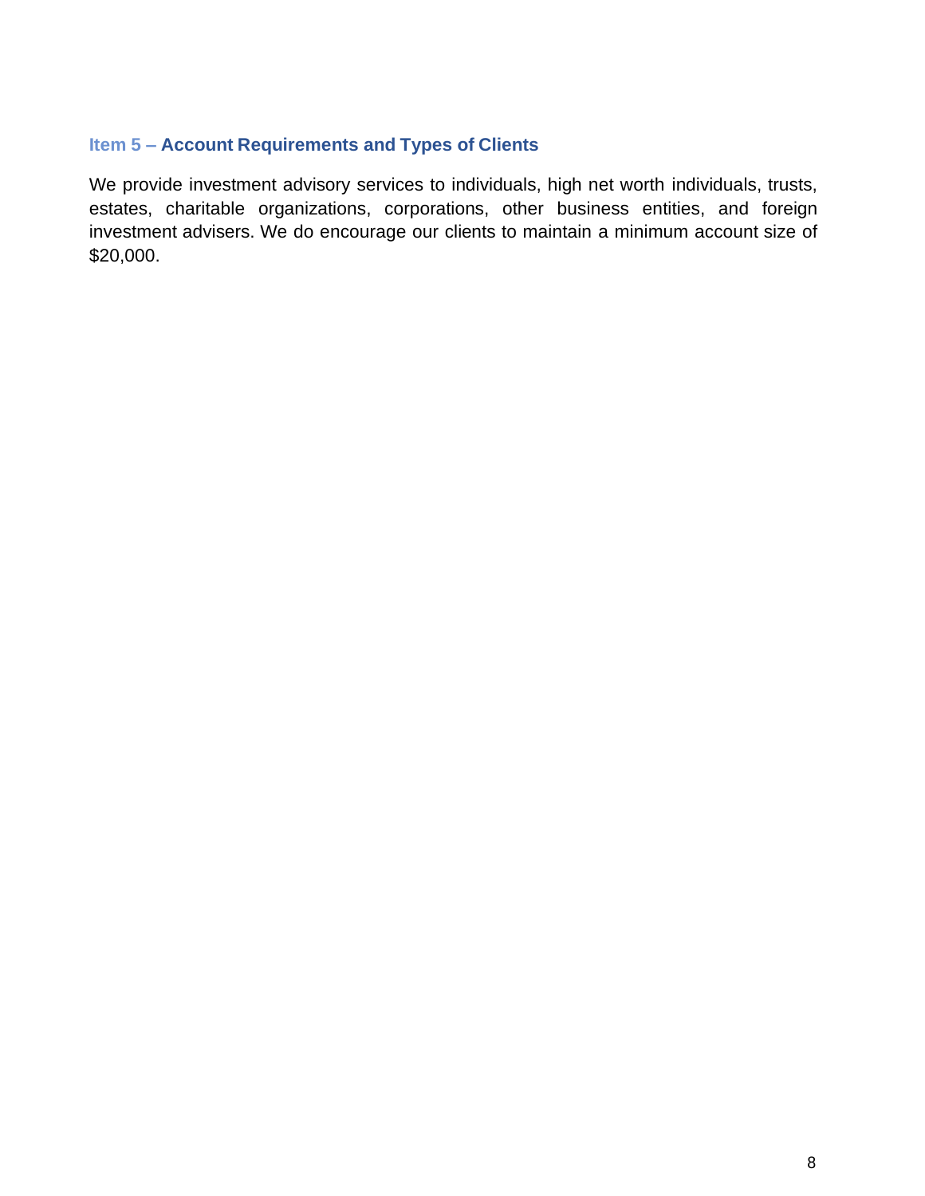## Item 5 – Account Requirements and Types of Clients

We provide investment advisory services to individuals, high net worth individuals, trusts, estates, charitable organizations, corporations, other business entities, and foreign investment advisers. We do encourage our clients to maintain a minimum account size of $20,000.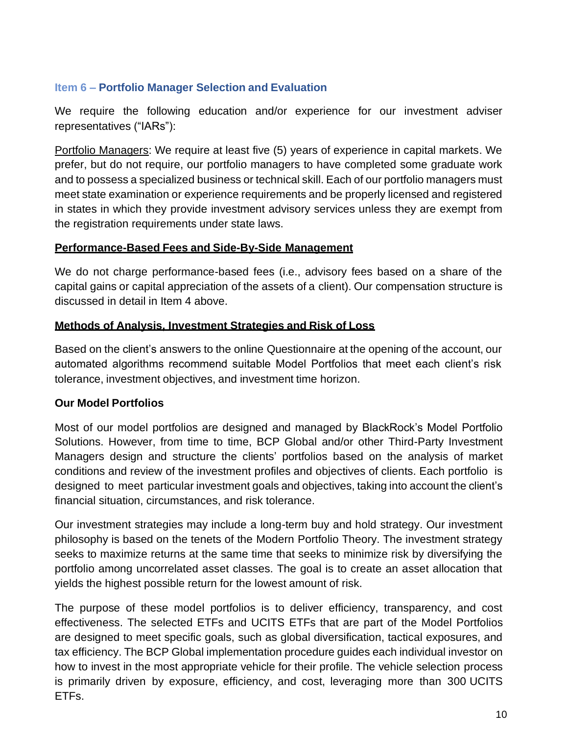## Item 6 – Portfolio Manager Selection and Evaluation

We require the following education and/or experience for our investment adviser representatives ("IARs"):

Portfolio Managers: We require at least five (5) years of experience in capital markets. We prefer, but do not require, our portfolio managers to have completed some graduate work and to possess a specialized business or technical skill. Each of our portfolio managers must meet state examination or experience requirements and be properly licensed and registered in states in which they provide investment advisory services unless they are exempt from the registration requirements under state laws.

**Performance-Based Fees and Side-By-Side Management**

We do not charge performance-based fees (i.e., advisory fees based on a share of the capital gains or capital appreciation of the assets of a client). Our compensation structure is discussed in detail in Item 4 above.

**Methods of Analysis, Investment Strategies and Risk of Loss**

Based on the client's answers to the online Questionnaire at the opening of the account, our automated algorithms recommend suitable Model Portfolios that meet each client's risk tolerance, investment objectives, and investment time horizon.

**Our Model Portfolios**

Most of our model portfolios are designed and managed by BlackRock's Model Portfolio Solutions. However, from time to time, BCP Global and/or other Third-Party Investment Managers design and structure the clients' portfolios based on the analysis of market conditions and review of the investment profiles and objectives of clients. Each portfolio is designed to meet particular investment goals and objectives, taking into account the client's financial situation, circumstances, and risk tolerance.

Our investment strategies may include a long-term buy and hold strategy. Our investment philosophy is based on the tenets of the Modern Portfolio Theory. The investment strategy seeks to maximize returns at the same time that seeks to minimize risk by diversifying the portfolio among uncorrelated asset classes. The goal is to create an asset allocation that yields the highest possible return for the lowest amount of risk.

The purpose of these model portfolios is to deliver efficiency, transparency, and cost effectiveness. The selected ETFs and UCITS ETFs that are part of the Model Portfolios are designed to meet specific goals, such as global diversification, tactical exposures, and tax efficiency. The BCP Global implementation procedure guides each individual investor on how to invest in the most appropriate vehicle for their profile. The vehicle selection process is primarily driven by exposure, efficiency, and cost, leveraging more than 300 UCITS ETFs.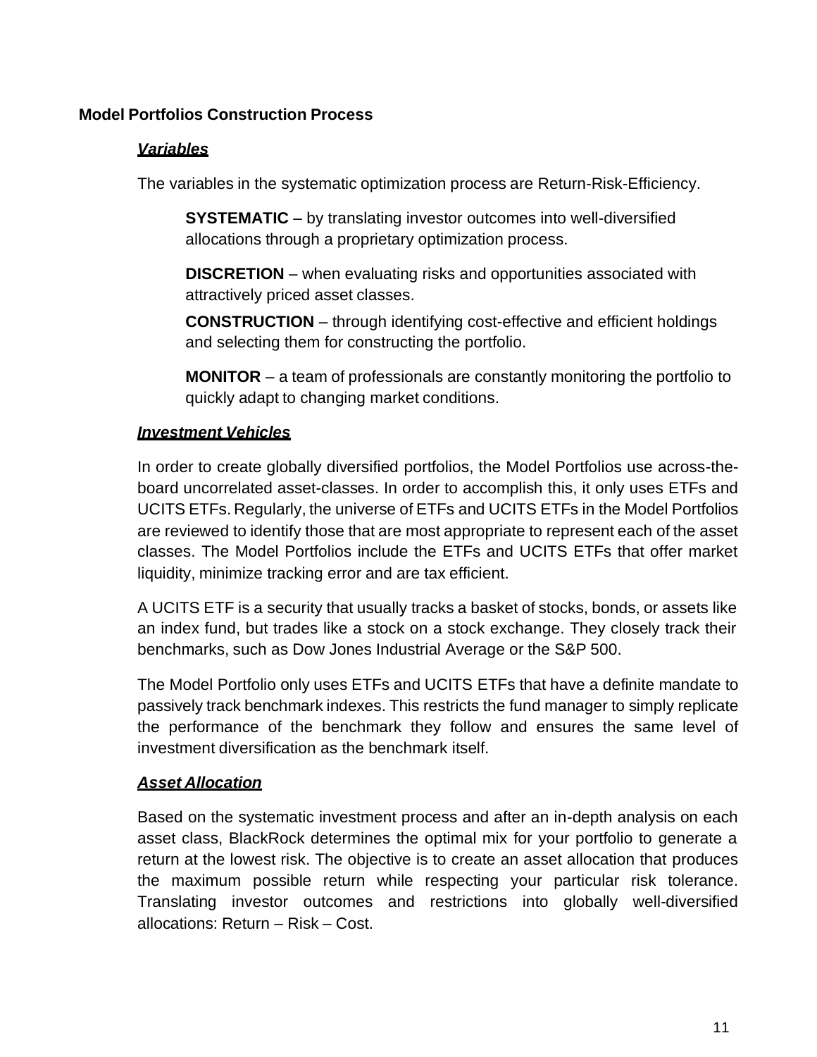**Model Portfolios Construction Process**

***Variables***

The variables in the systematic optimization process are Return-Risk-Efficiency.

**SYSTEMATIC** – by translating investor outcomes into well-diversified allocations through a proprietary optimization process.

**DISCRETION** – when evaluating risks and opportunities associated with attractively priced asset classes.

**CONSTRUCTION** – through identifying cost-effective and efficient holdings and selecting them for constructing the portfolio.

**MONITOR** – a team of professionals are constantly monitoring the portfolio to quickly adapt to changing market conditions.

***Investment Vehicles***

In order to create globally diversified portfolios, the Model Portfolios use across-the-board uncorrelated asset-classes. In order to accomplish this, it only uses ETFs and UCITS ETFs. Regularly, the universe of ETFs and UCITS ETFs in the Model Portfolios are reviewed to identify those that are most appropriate to represent each of the asset classes. The Model Portfolios include the ETFs and UCITS ETFs that offer market liquidity, minimize tracking error and are tax efficient.

A UCITS ETF is a security that usually tracks a basket of stocks, bonds, or assets like an index fund, but trades like a stock on a stock exchange. They closely track their benchmarks, such as Dow Jones Industrial Average or the S&P 500.

The Model Portfolio only uses ETFs and UCITS ETFs that have a definite mandate to passively track benchmark indexes. This restricts the fund manager to simply replicate the performance of the benchmark they follow and ensures the same level of investment diversification as the benchmark itself.

***Asset Allocation***

Based on the systematic investment process and after an in-depth analysis on each asset class, BlackRock determines the optimal mix for your portfolio to generate a return at the lowest risk. The objective is to create an asset allocation that produces the maximum possible return while respecting your particular risk tolerance. Translating investor outcomes and restrictions into globally well-diversified allocations: Return – Risk – Cost.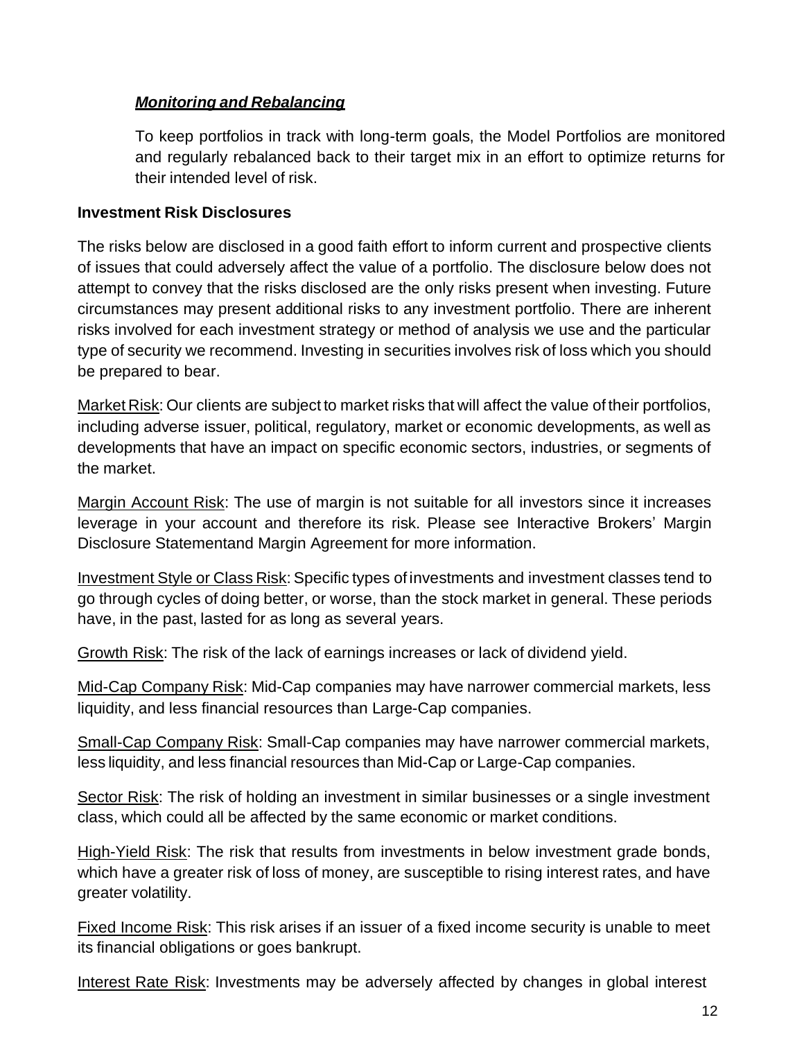***Monitoring and Rebalancing***

To keep portfolios in track with long-term goals, the Model Portfolios are monitored and regularly rebalanced back to their target mix in an effort to optimize returns for their intended level of risk.

**Investment Risk Disclosures**

The risks below are disclosed in a good faith effort to inform current and prospective clients of issues that could adversely affect the value of a portfolio. The disclosure below does not attempt to convey that the risks disclosed are the only risks present when investing. Future circumstances may present additional risks to any investment portfolio. There are inherent risks involved for each investment strategy or method of analysis we use and the particular type of security we recommend. Investing in securities involves risk of loss which you should be prepared to bear.

Market Risk: Our clients are subject to market risks that will affect the value of their portfolios, including adverse issuer, political, regulatory, market or economic developments, as well as developments that have an impact on specific economic sectors, industries, or segments of the market.

Margin Account Risk: The use of margin is not suitable for all investors since it increases leverage in your account and therefore its risk. Please see Interactive Brokers' Margin Disclosure Statementand Margin Agreement for more information.

Investment Style or Class Risk: Specific types of investments and investment classes tend to go through cycles of doing better, or worse, than the stock market in general. These periods have, in the past, lasted for as long as several years.

Growth Risk: The risk of the lack of earnings increases or lack of dividend yield.

Mid-Cap Company Risk: Mid-Cap companies may have narrower commercial markets, less liquidity, and less financial resources than Large-Cap companies.

Small-Cap Company Risk: Small-Cap companies may have narrower commercial markets, less liquidity, and less financial resources than Mid-Cap or Large-Cap companies.

Sector Risk: The risk of holding an investment in similar businesses or a single investment class, which could all be affected by the same economic or market conditions.

High-Yield Risk: The risk that results from investments in below investment grade bonds, which have a greater risk of loss of money, are susceptible to rising interest rates, and have greater volatility.

Fixed Income Risk: This risk arises if an issuer of a fixed income security is unable to meet its financial obligations or goes bankrupt.

Interest Rate Risk: Investments may be adversely affected by changes in global interest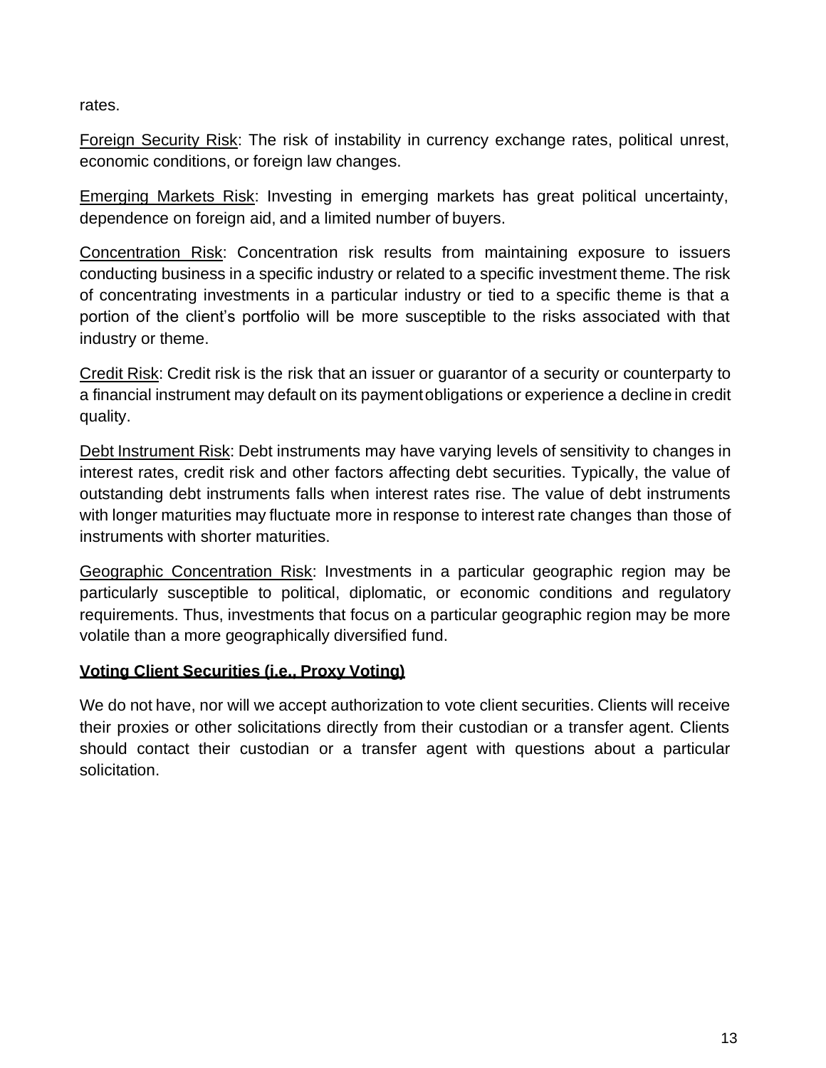rates.

Foreign Security Risk: The risk of instability in currency exchange rates, political unrest, economic conditions, or foreign law changes.

Emerging Markets Risk: Investing in emerging markets has great political uncertainty, dependence on foreign aid, and a limited number of buyers.

Concentration Risk: Concentration risk results from maintaining exposure to issuers conducting business in a specific industry or related to a specific investment theme. The risk of concentrating investments in a particular industry or tied to a specific theme is that a portion of the client's portfolio will be more susceptible to the risks associated with that industry or theme.

Credit Risk: Credit risk is the risk that an issuer or guarantor of a security or counterparty to a financial instrument may default on its payment obligations or experience a decline in credit quality.

Debt Instrument Risk: Debt instruments may have varying levels of sensitivity to changes in interest rates, credit risk and other factors affecting debt securities. Typically, the value of outstanding debt instruments falls when interest rates rise. The value of debt instruments with longer maturities may fluctuate more in response to interest rate changes than those of instruments with shorter maturities.

Geographic Concentration Risk: Investments in a particular geographic region may be particularly susceptible to political, diplomatic, or economic conditions and regulatory requirements. Thus, investments that focus on a particular geographic region may be more volatile than a more geographically diversified fund.

## Voting Client Securities (i.e., Proxy Voting)

We do not have, nor will we accept authorization to vote client securities. Clients will receive their proxies or other solicitations directly from their custodian or a transfer agent. Clients should contact their custodian or a transfer agent with questions about a particular solicitation.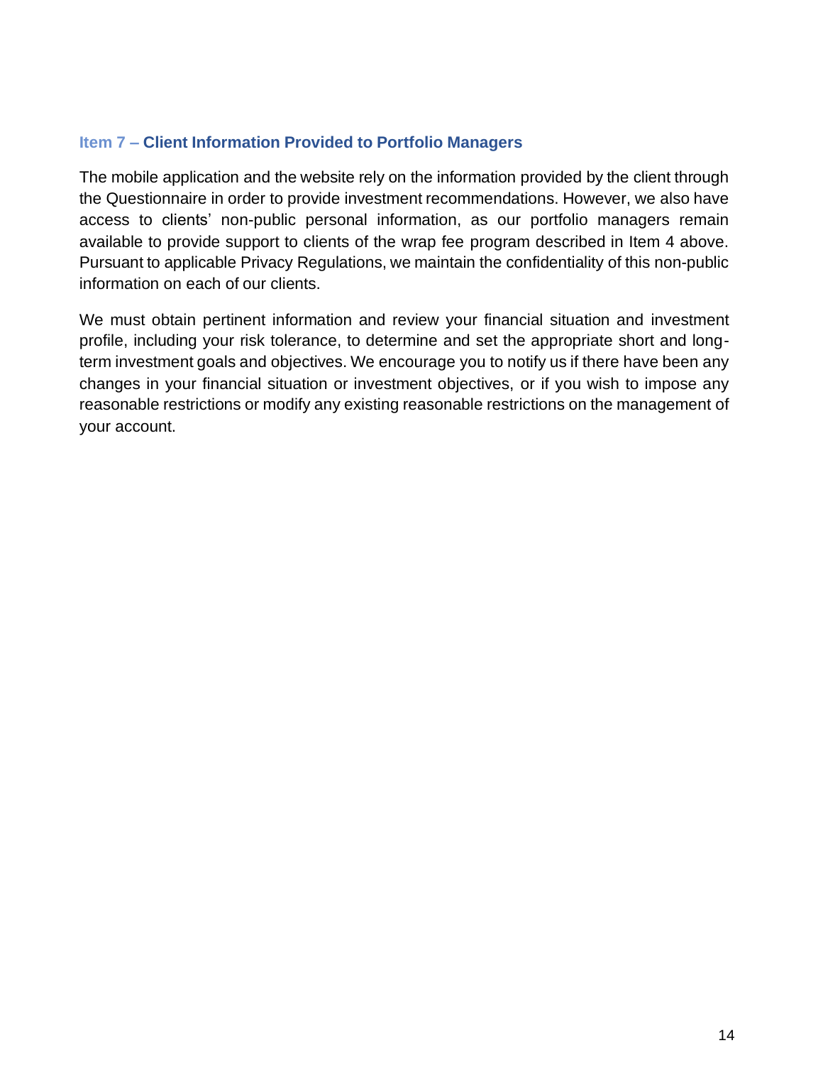## Item 7 – Client Information Provided to Portfolio Managers

The mobile application and the website rely on the information provided by the client through the Questionnaire in order to provide investment recommendations. However, we also have access to clients' non-public personal information, as our portfolio managers remain available to provide support to clients of the wrap fee program described in Item 4 above. Pursuant to applicable Privacy Regulations, we maintain the confidentiality of this non-public information on each of our clients.

We must obtain pertinent information and review your financial situation and investment profile, including your risk tolerance, to determine and set the appropriate short and long-term investment goals and objectives. We encourage you to notify us if there have been any changes in your financial situation or investment objectives, or if you wish to impose any reasonable restrictions or modify any existing reasonable restrictions on the management of your account.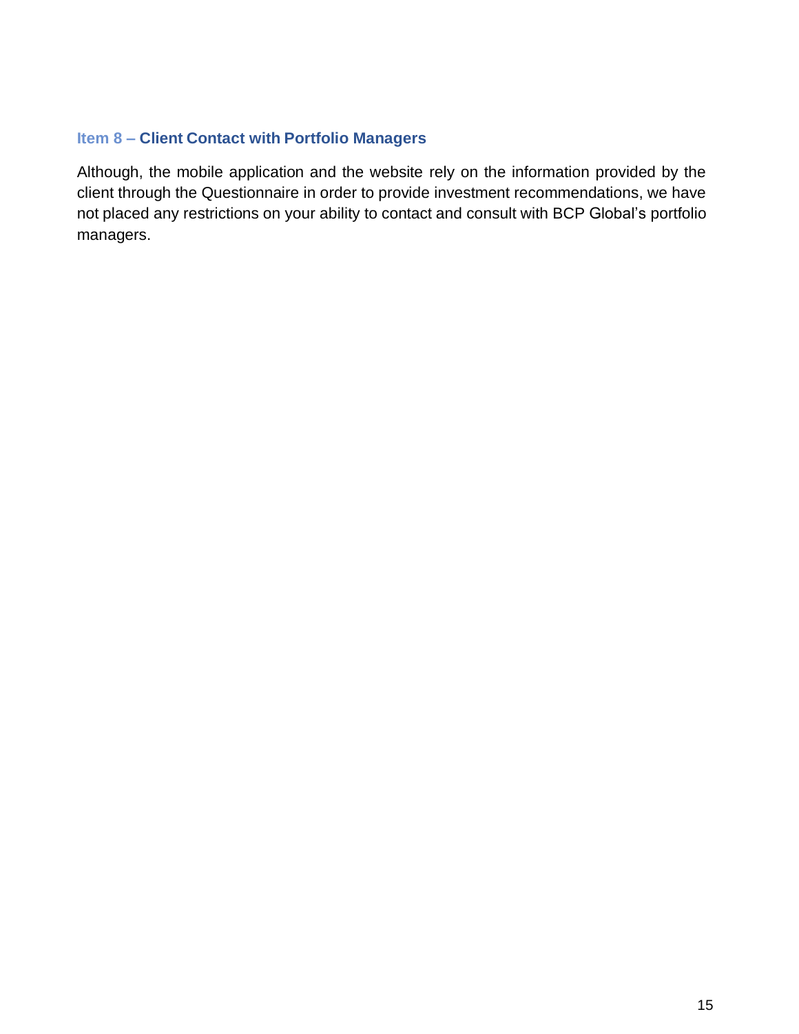## Item 8 – Client Contact with Portfolio Managers

Although, the mobile application and the website rely on the information provided by the client through the Questionnaire in order to provide investment recommendations, we have not placed any restrictions on your ability to contact and consult with BCP Global's portfolio managers.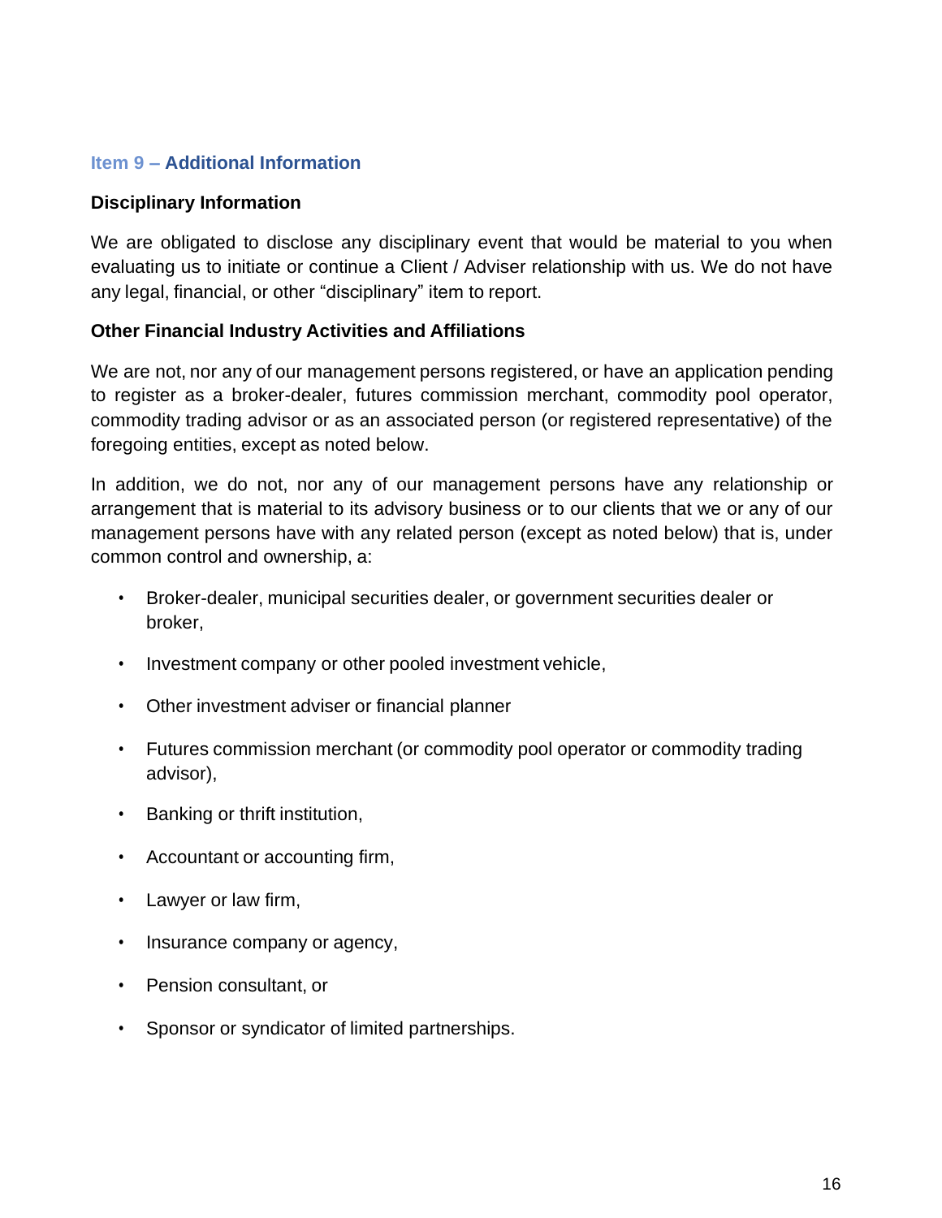## Item 9 – Additional Information

### Disciplinary Information

We are obligated to disclose any disciplinary event that would be material to you when evaluating us to initiate or continue a Client / Adviser relationship with us. We do not have any legal, financial, or other "disciplinary" item to report.

### Other Financial Industry Activities and Affiliations

We are not, nor any of our management persons registered, or have an application pending to register as a broker-dealer, futures commission merchant, commodity pool operator, commodity trading advisor or as an associated person (or registered representative) of the foregoing entities, except as noted below.

In addition, we do not, nor any of our management persons have any relationship or arrangement that is material to its advisory business or to our clients that we or any of our management persons have with any related person (except as noted below) that is, under common control and ownership, a:

- Broker-dealer, municipal securities dealer, or government securities dealer or broker,
- Investment company or other pooled investment vehicle,
- Other investment adviser or financial planner
- Futures commission merchant (or commodity pool operator or commodity trading advisor),
- Banking or thrift institution,
- Accountant or accounting firm,
- Lawyer or law firm,
- Insurance company or agency,
- Pension consultant, or
- Sponsor or syndicator of limited partnerships.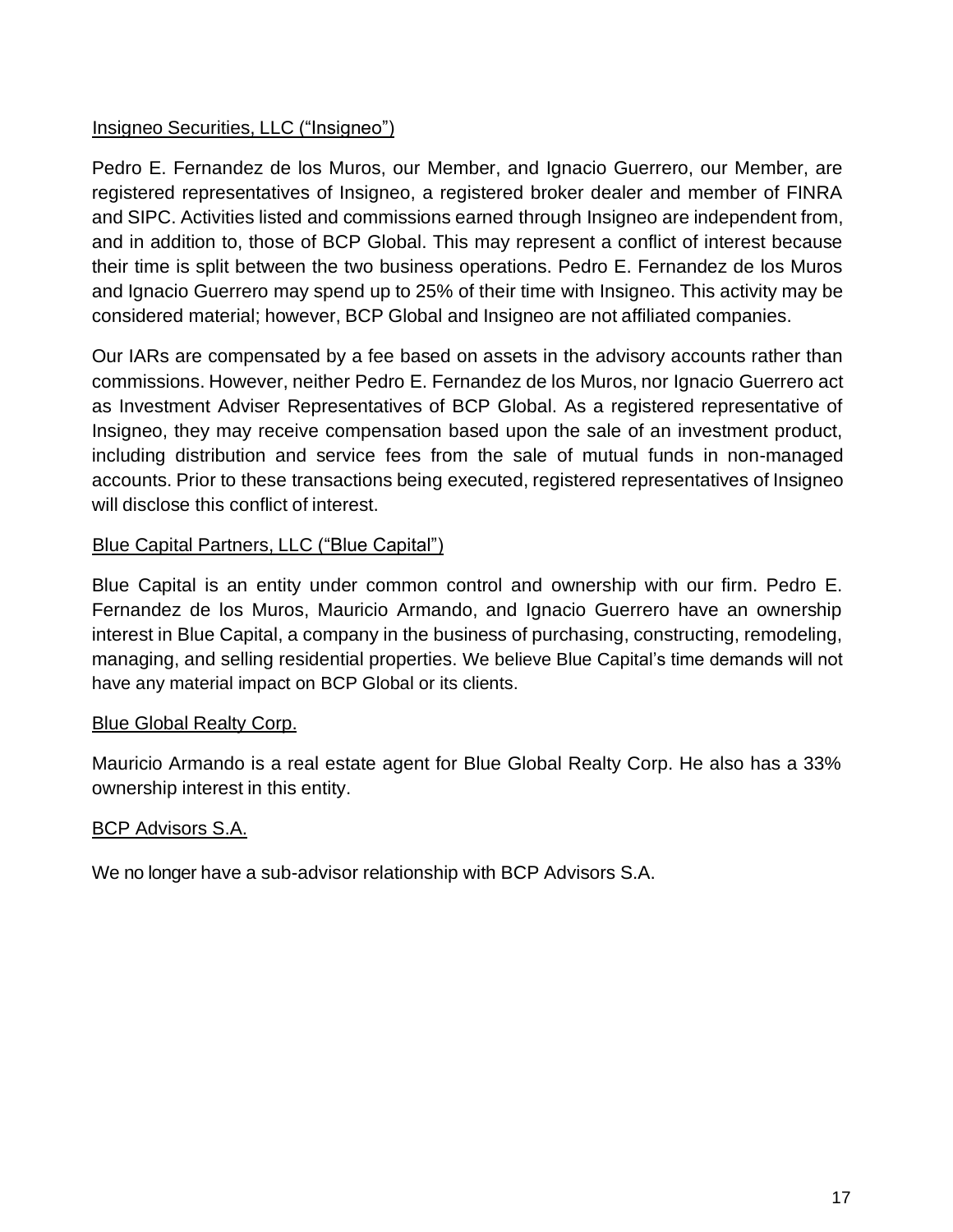Insigneo Securities, LLC ("Insigneo")

Pedro E. Fernandez de los Muros, our Member, and Ignacio Guerrero, our Member, are registered representatives of Insigneo, a registered broker dealer and member of FINRA and SIPC. Activities listed and commissions earned through Insigneo are independent from, and in addition to, those of BCP Global. This may represent a conflict of interest because their time is split between the two business operations. Pedro E. Fernandez de los Muros and Ignacio Guerrero may spend up to 25% of their time with Insigneo. This activity may be considered material; however, BCP Global and Insigneo are not affiliated companies.

Our IARs are compensated by a fee based on assets in the advisory accounts rather than commissions. However, neither Pedro E. Fernandez de los Muros, nor Ignacio Guerrero act as Investment Adviser Representatives of BCP Global. As a registered representative of Insigneo, they may receive compensation based upon the sale of an investment product, including distribution and service fees from the sale of mutual funds in non-managed accounts. Prior to these transactions being executed, registered representatives of Insigneo will disclose this conflict of interest.

Blue Capital Partners, LLC ("Blue Capital")

Blue Capital is an entity under common control and ownership with our firm. Pedro E. Fernandez de los Muros, Mauricio Armando, and Ignacio Guerrero have an ownership interest in Blue Capital, a company in the business of purchasing, constructing, remodeling, managing, and selling residential properties. We believe Blue Capital's time demands will not have any material impact on BCP Global or its clients.

Blue Global Realty Corp.

Mauricio Armando is a real estate agent for Blue Global Realty Corp. He also has a 33% ownership interest in this entity.

BCP Advisors S.A.

We no longer have a sub-advisor relationship with BCP Advisors S.A.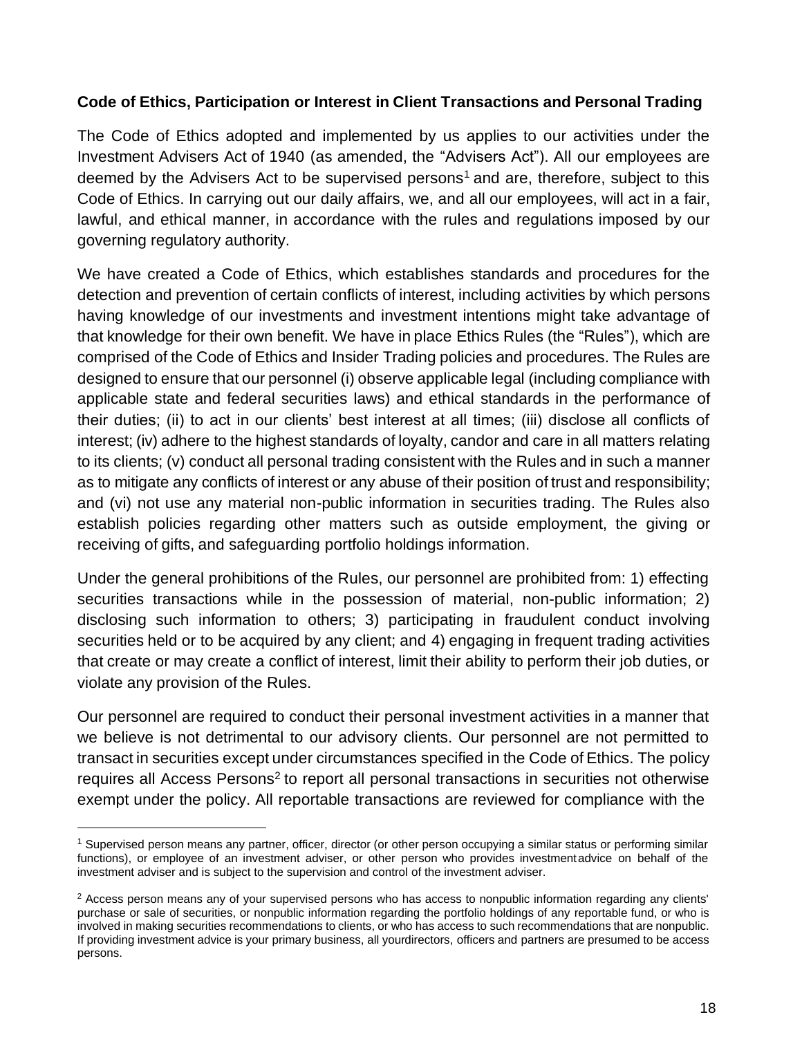**Code of Ethics, Participation or Interest in Client Transactions and Personal Trading**

The Code of Ethics adopted and implemented by us applies to our activities under the Investment Advisers Act of 1940 (as amended, the "Advisers Act"). All our employees are deemed by the Advisers Act to be supervised persons[1] and are, therefore, subject to this Code of Ethics. In carrying out our daily affairs, we, and all our employees, will act in a fair, lawful, and ethical manner, in accordance with the rules and regulations imposed by our governing regulatory authority.

We have created a Code of Ethics, which establishes standards and procedures for the detection and prevention of certain conflicts of interest, including activities by which persons having knowledge of our investments and investment intentions might take advantage of that knowledge for their own benefit. We have in place Ethics Rules (the "Rules"), which are comprised of the Code of Ethics and Insider Trading policies and procedures. The Rules are designed to ensure that our personnel (i) observe applicable legal (including compliance with applicable state and federal securities laws) and ethical standards in the performance of their duties; (ii) to act in our clients' best interest at all times; (iii) disclose all conflicts of interest; (iv) adhere to the highest standards of loyalty, candor and care in all matters relating to its clients; (v) conduct all personal trading consistent with the Rules and in such a manner as to mitigate any conflicts of interest or any abuse of their position of trust and responsibility; and (vi) not use any material non-public information in securities trading. The Rules also establish policies regarding other matters such as outside employment, the giving or receiving of gifts, and safeguarding portfolio holdings information.

Under the general prohibitions of the Rules, our personnel are prohibited from: 1) effecting securities transactions while in the possession of material, non-public information; 2) disclosing such information to others; 3) participating in fraudulent conduct involving securities held or to be acquired by any client; and 4) engaging in frequent trading activities that create or may create a conflict of interest, limit their ability to perform their job duties, or violate any provision of the Rules.

Our personnel are required to conduct their personal investment activities in a manner that we believe is not detrimental to our advisory clients. Our personnel are not permitted to transact in securities except under circumstances specified in the Code of Ethics. The policy requires all Access Persons[2] to report all personal transactions in securities not otherwise exempt under the policy. All reportable transactions are reviewed for compliance with the

---

[1] Supervised person means any partner, officer, director (or other person occupying a similar status or performing similar functions), or employee of an investment adviser, or other person who provides investment advice on behalf of the investment adviser and is subject to the supervision and control of the investment adviser.

[2] Access person means any of your supervised persons who has access to nonpublic information regarding any clients' purchase or sale of securities, or nonpublic information regarding the portfolio holdings of any reportable fund, or who is involved in making securities recommendations to clients, or who has access to such recommendations that are nonpublic. If providing investment advice is your primary business, all your directors, officers and partners are presumed to be access persons.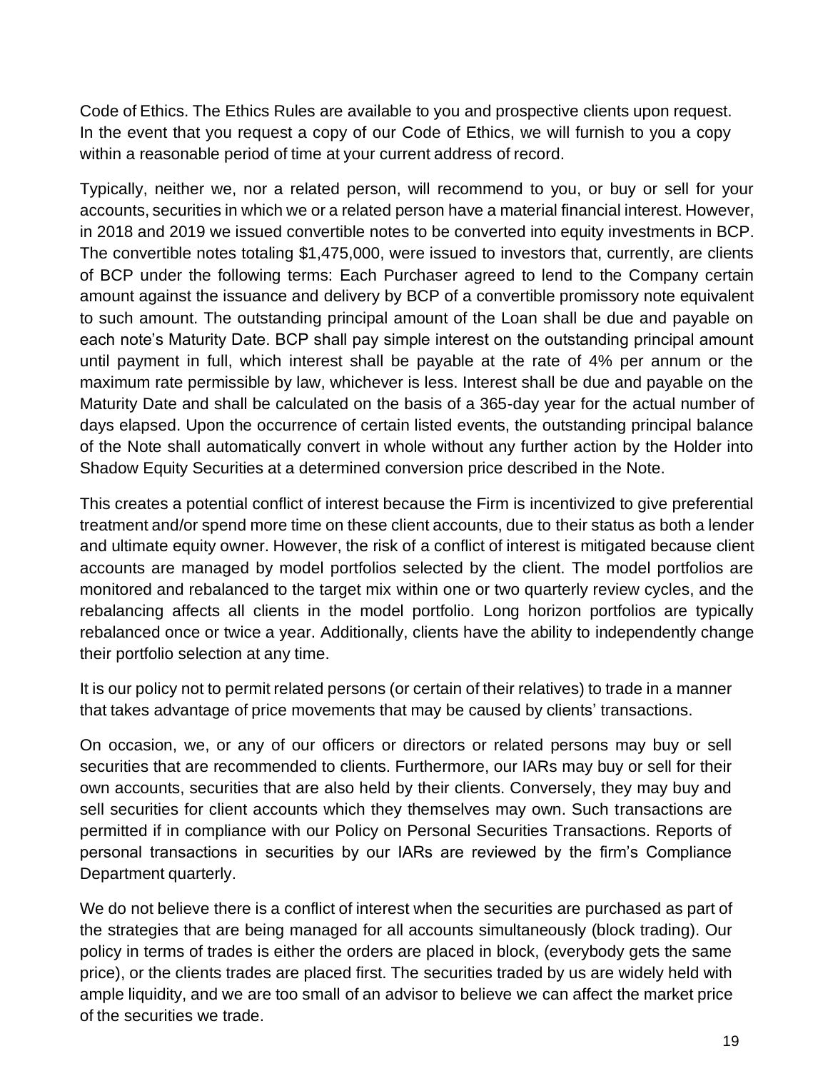Code of Ethics. The Ethics Rules are available to you and prospective clients upon request. In the event that you request a copy of our Code of Ethics, we will furnish to you a copy within a reasonable period of time at your current address of record.

Typically, neither we, nor a related person, will recommend to you, or buy or sell for your accounts, securities in which we or a related person have a material financial interest. However, in 2018 and 2019 we issued convertible notes to be converted into equity investments in BCP. The convertible notes totaling $1,475,000, were issued to investors that, currently, are clients of BCP under the following terms: Each Purchaser agreed to lend to the Company certain amount against the issuance and delivery by BCP of a convertible promissory note equivalent to such amount. The outstanding principal amount of the Loan shall be due and payable on each note's Maturity Date. BCP shall pay simple interest on the outstanding principal amount until payment in full, which interest shall be payable at the rate of 4% per annum or the maximum rate permissible by law, whichever is less. Interest shall be due and payable on the Maturity Date and shall be calculated on the basis of a 365-day year for the actual number of days elapsed. Upon the occurrence of certain listed events, the outstanding principal balance of the Note shall automatically convert in whole without any further action by the Holder into Shadow Equity Securities at a determined conversion price described in the Note.

This creates a potential conflict of interest because the Firm is incentivized to give preferential treatment and/or spend more time on these client accounts, due to their status as both a lender and ultimate equity owner. However, the risk of a conflict of interest is mitigated because client accounts are managed by model portfolios selected by the client. The model portfolios are monitored and rebalanced to the target mix within one or two quarterly review cycles, and the rebalancing affects all clients in the model portfolio. Long horizon portfolios are typically rebalanced once or twice a year. Additionally, clients have the ability to independently change their portfolio selection at any time.

It is our policy not to permit related persons (or certain of their relatives) to trade in a manner that takes advantage of price movements that may be caused by clients' transactions.

On occasion, we, or any of our officers or directors or related persons may buy or sell securities that are recommended to clients. Furthermore, our IARs may buy or sell for their own accounts, securities that are also held by their clients. Conversely, they may buy and sell securities for client accounts which they themselves may own. Such transactions are permitted if in compliance with our Policy on Personal Securities Transactions. Reports of personal transactions in securities by our IARs are reviewed by the firm's Compliance Department quarterly.

We do not believe there is a conflict of interest when the securities are purchased as part of the strategies that are being managed for all accounts simultaneously (block trading). Our policy in terms of trades is either the orders are placed in block, (everybody gets the same price), or the clients trades are placed first. The securities traded by us are widely held with ample liquidity, and we are too small of an advisor to believe we can affect the market price of the securities we trade.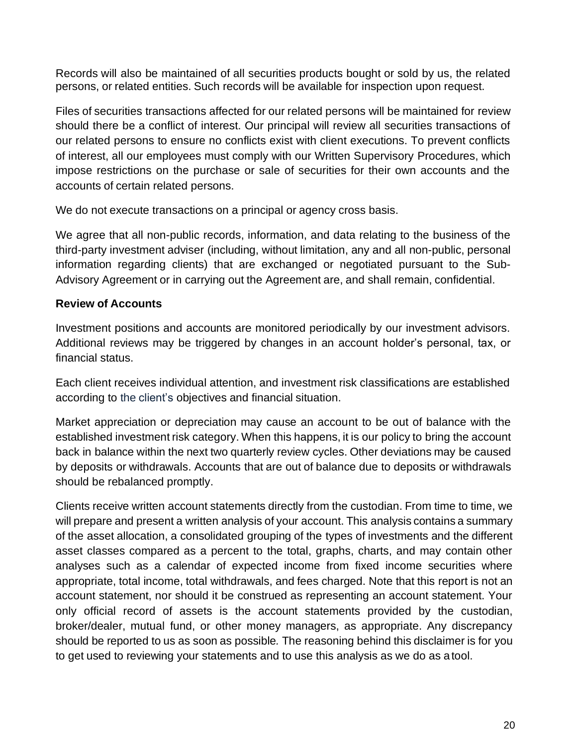Records will also be maintained of all securities products bought or sold by us, the related persons, or related entities. Such records will be available for inspection upon request.

Files of securities transactions affected for our related persons will be maintained for review should there be a conflict of interest. Our principal will review all securities transactions of our related persons to ensure no conflicts exist with client executions. To prevent conflicts of interest, all our employees must comply with our Written Supervisory Procedures, which impose restrictions on the purchase or sale of securities for their own accounts and the accounts of certain related persons.

We do not execute transactions on a principal or agency cross basis.

We agree that all non-public records, information, and data relating to the business of the third-party investment adviser (including, without limitation, any and all non-public, personal information regarding clients) that are exchanged or negotiated pursuant to the Sub-Advisory Agreement or in carrying out the Agreement are, and shall remain, confidential.

**Review of Accounts**

Investment positions and accounts are monitored periodically by our investment advisors. Additional reviews may be triggered by changes in an account holder's personal, tax, or financial status.

Each client receives individual attention, and investment risk classifications are established according to the client's objectives and financial situation.

Market appreciation or depreciation may cause an account to be out of balance with the established investment risk category. When this happens, it is our policy to bring the account back in balance within the next two quarterly review cycles. Other deviations may be caused by deposits or withdrawals. Accounts that are out of balance due to deposits or withdrawals should be rebalanced promptly.

Clients receive written account statements directly from the custodian. From time to time, we will prepare and present a written analysis of your account. This analysis contains a summary of the asset allocation, a consolidated grouping of the types of investments and the different asset classes compared as a percent to the total, graphs, charts, and may contain other analyses such as a calendar of expected income from fixed income securities where appropriate, total income, total withdrawals, and fees charged. Note that this report is not an account statement, nor should it be construed as representing an account statement. Your only official record of assets is the account statements provided by the custodian, broker/dealer, mutual fund, or other money managers, as appropriate. Any discrepancy should be reported to us as soon as possible. The reasoning behind this disclaimer is for you to get used to reviewing your statements and to use this analysis as we do as a tool.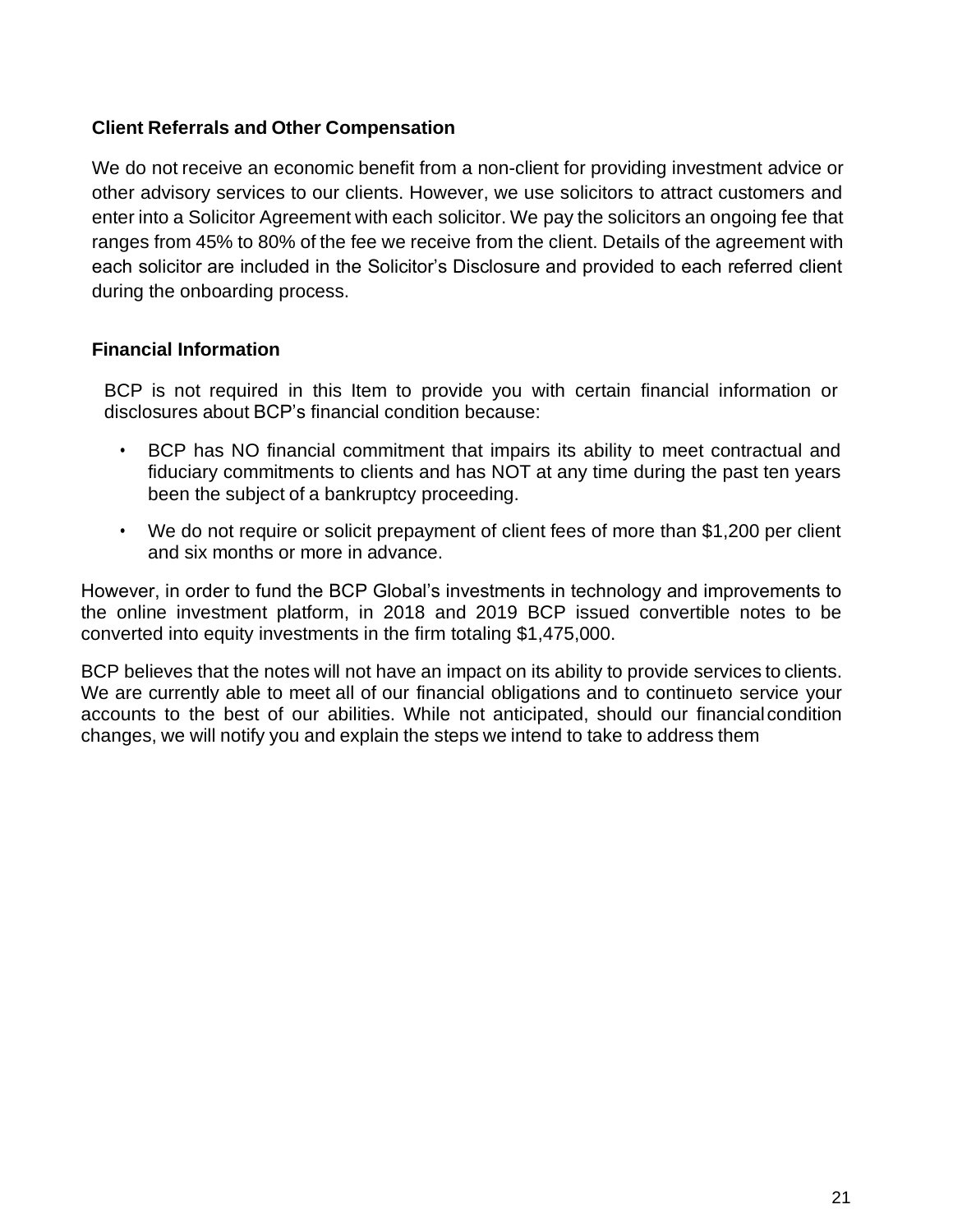## Client Referrals and Other Compensation

We do not receive an economic benefit from a non-client for providing investment advice or other advisory services to our clients. However, we use solicitors to attract customers and enter into a Solicitor Agreement with each solicitor. We pay the solicitors an ongoing fee that ranges from 45% to 80% of the fee we receive from the client. Details of the agreement with each solicitor are included in the Solicitor's Disclosure and provided to each referred client during the onboarding process.

## Financial Information

BCP is not required in this Item to provide you with certain financial information or disclosures about BCP's financial condition because:

- BCP has NO financial commitment that impairs its ability to meet contractual and fiduciary commitments to clients and has NOT at any time during the past ten years been the subject of a bankruptcy proceeding.
- We do not require or solicit prepayment of client fees of more than $1,200 per client and six months or more in advance.

However, in order to fund the BCP Global's investments in technology and improvements to the online investment platform, in 2018 and 2019 BCP issued convertible notes to be converted into equity investments in the firm totaling $1,475,000.

BCP believes that the notes will not have an impact on its ability to provide services to clients. We are currently able to meet all of our financial obligations and to continueto service your accounts to the best of our abilities. While not anticipated, should our financialcondition changes, we will notify you and explain the steps we intend to take to address them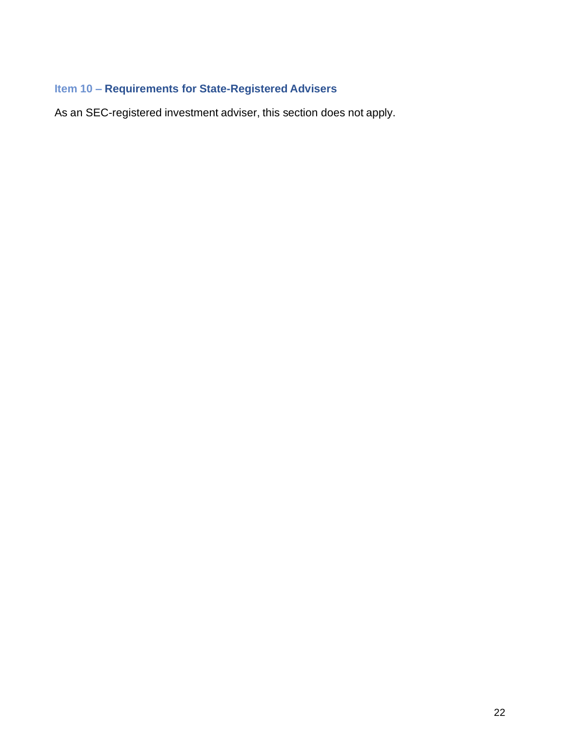## Item 10 – Requirements for State-Registered Advisers

As an SEC-registered investment adviser, this section does not apply.